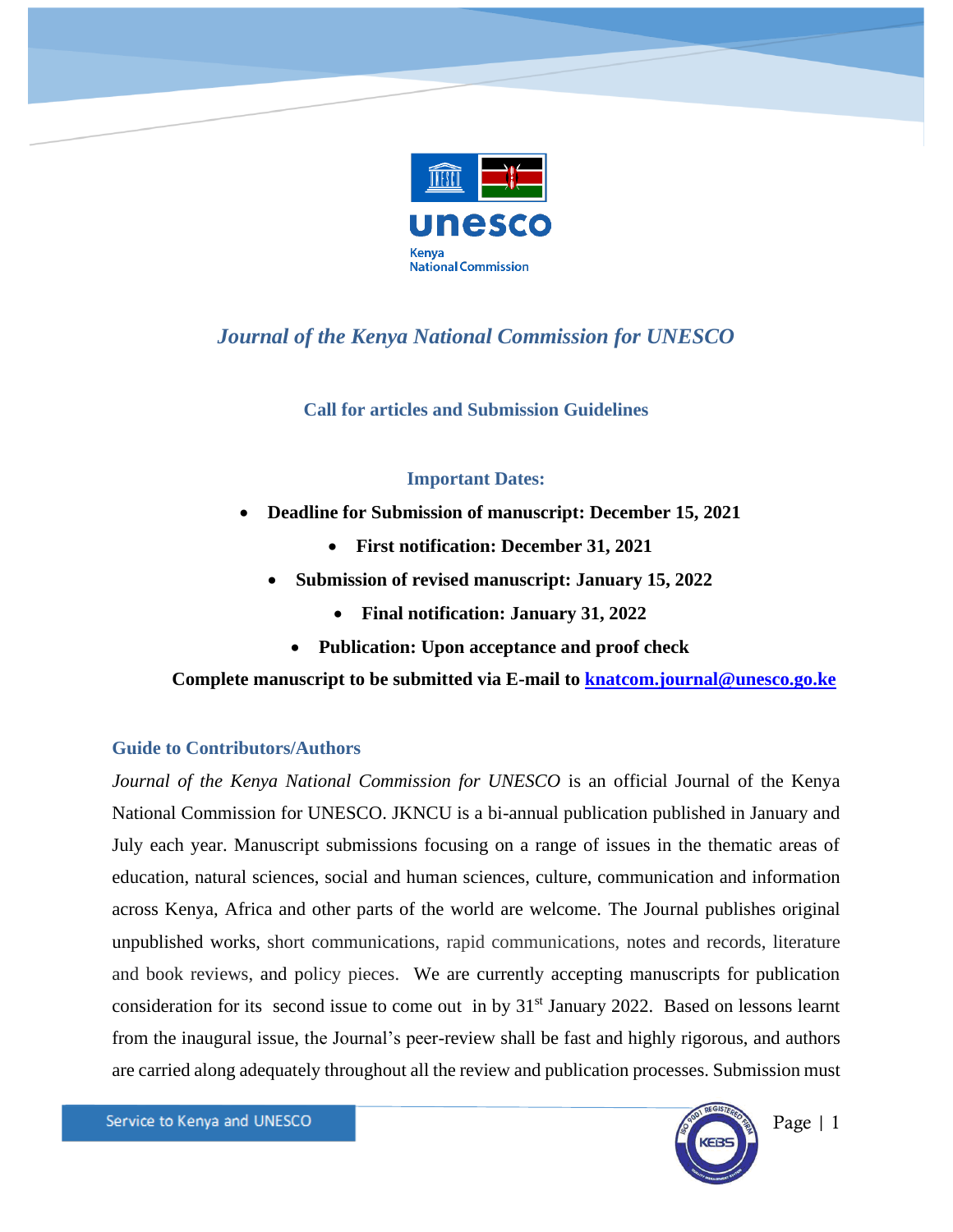# *Journal of the Kenya National Commission for UNESCO*

## Call for articles and Submission Guidelines

### Important Dates:

- **Deadline for Submission of manuscript: December 15, 2021**
- **First notification: December 31, 2021**
- **Submission of revised manuscript: January 15, 2022**
- **Final notification: January 31, 2022**
- **Publication: Upon acceptance and proof check**

**Complete manuscript to be submitted via E-mail to knatcom.journal@unesco.go.ke**

### Guide to Contributors/Authors

*Journal of the Kenya National Commission for UNESCO* is an official Journal of the Kenya National Commission for UNESCO. JKNCU is a bi-annual publication published in January and July each year. Manuscript submissions focusing on a range of issues in the thematic areas of education, natural sciences, social and human sciences, culture, communication and information across Kenya, Africa and other parts of the world are welcome. The Journal publishes original unpublished works, short communications, rapid communications, notes and records, literature and book reviews, and policy pieces. We are currently accepting manuscripts for publication consideration for its second issue to come out in by 31st January 2022. Based on lessons learnt from the inaugural issue, the Journal's peer-review shall be fast and highly rigorous, and authors are carried along adequately throughout all the review and publication processes. Submission must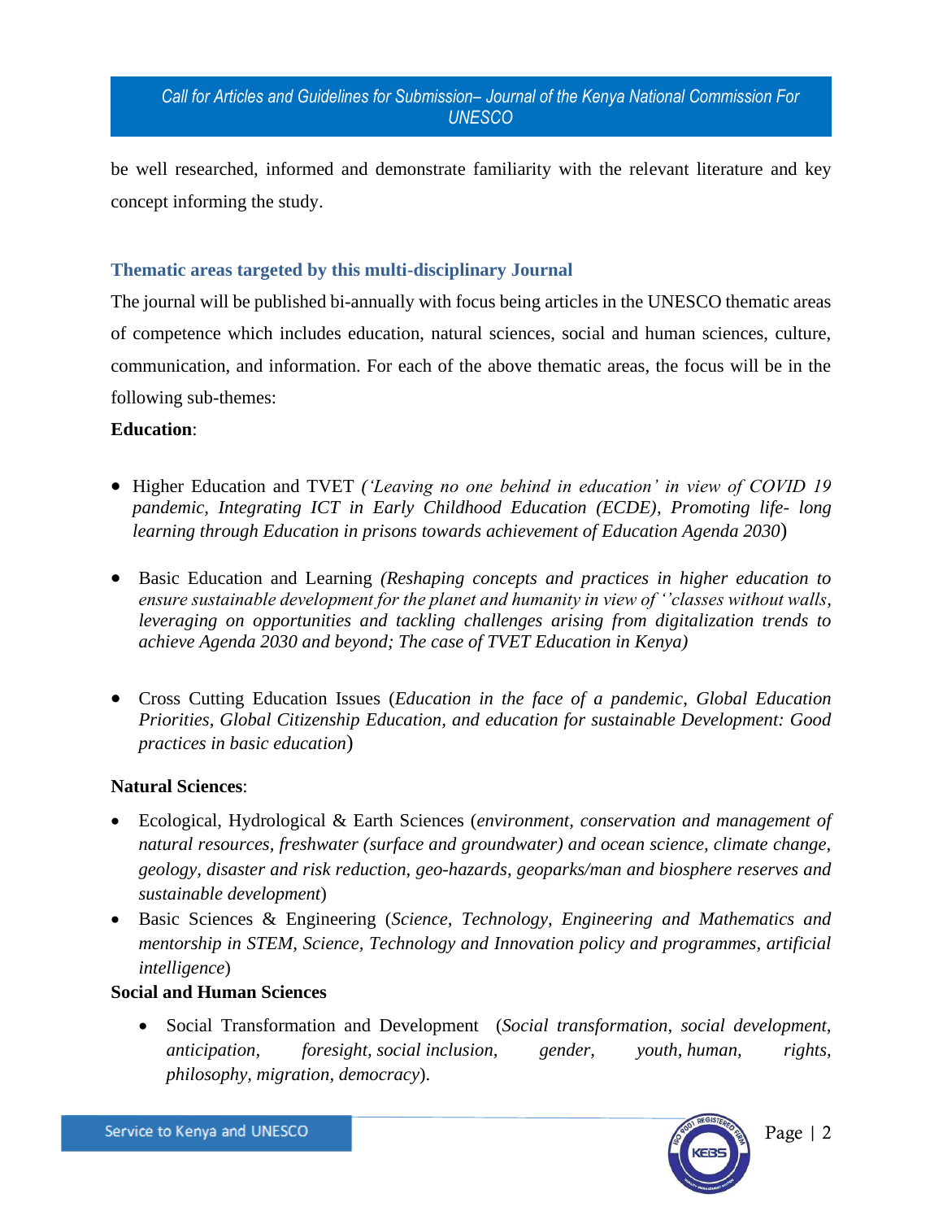be well researched, informed and demonstrate familiarity with the relevant literature and key concept informing the study.

### Thematic areas targeted by this multi-disciplinary Journal

The journal will be published bi-annually with focus being articles in the UNESCO thematic areas of competence which includes education, natural sciences, social and human sciences, culture, communication, and information. For each of the above thematic areas, the focus will be in the following sub-themes:

**Education**:

- Higher Education and TVET *('Leaving no one behind in education' in view of COVID 19 pandemic, Integrating ICT in Early Childhood Education (ECDE), Promoting life- long learning through Education in prisons towards achievement of Education Agenda 2030*)
- Basic Education and Learning *(Reshaping concepts and practices in higher education to ensure sustainable development for the planet and humanity in view of ''classes without walls, leveraging on opportunities and tackling challenges arising from digitalization trends to achieve Agenda 2030 and beyond; The case of TVET Education in Kenya)*
- Cross Cutting Education Issues (*Education in the face of a pandemic, Global Education Priorities, Global Citizenship Education, and education for sustainable Development: Good practices in basic education*)

**Natural Sciences**:

- Ecological, Hydrological & Earth Sciences (*environment, conservation and management of natural resources, freshwater (surface and groundwater) and ocean science, climate change, geology, disaster and risk reduction, geo-hazards, geoparks/man and biosphere reserves and sustainable development*)
- Basic Sciences & Engineering (*Science, Technology, Engineering and Mathematics and mentorship in STEM, Science, Technology and Innovation policy and programmes, artificial intelligence*)

**Social and Human Sciences**

- Social Transformation and Development (*Social transformation, social development, anticipation, foresight, social inclusion, gender, youth, human, rights, philosophy, migration, democracy*).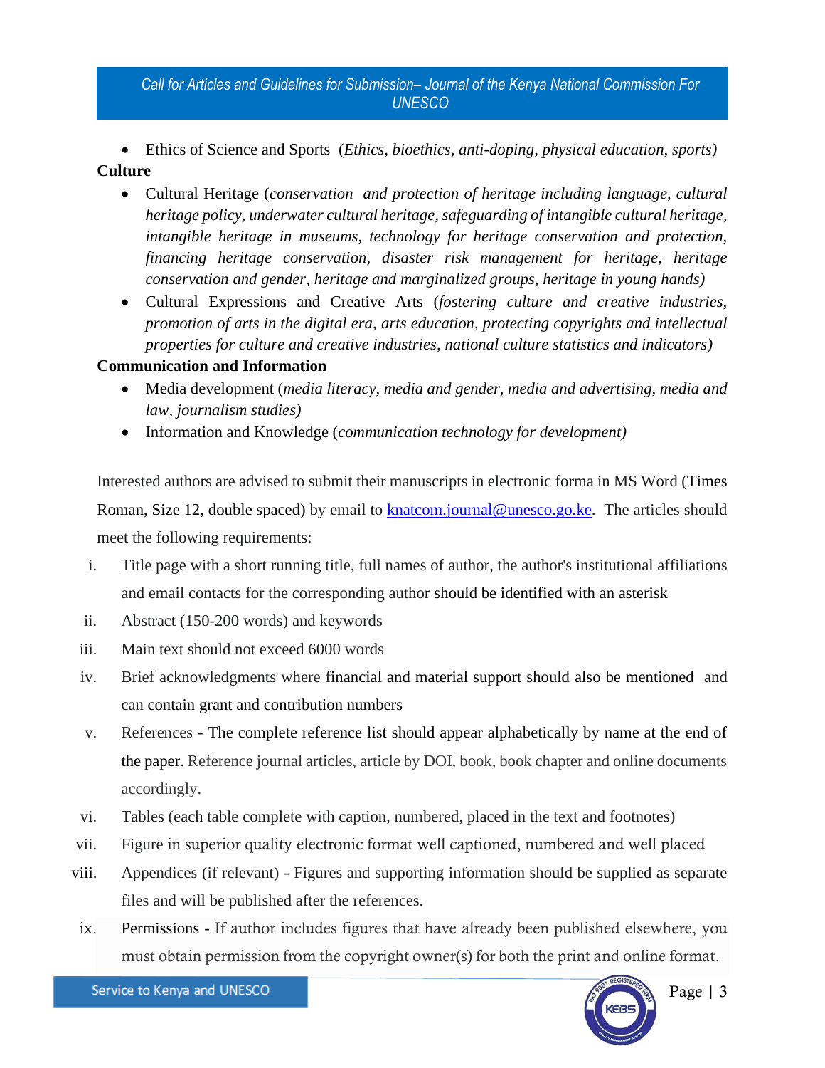- Ethics of Science and Sports (*Ethics, bioethics, anti-doping, physical education, sports)*

**Culture**

- Cultural Heritage (*conservation and protection of heritage including language, cultural heritage policy, underwater cultural heritage, safeguarding of intangible cultural heritage, intangible heritage in museums, technology for heritage conservation and protection, financing heritage conservation, disaster risk management for heritage, heritage conservation and gender, heritage and marginalized groups, heritage in young hands)*
- Cultural Expressions and Creative Arts (*fostering culture and creative industries, promotion of arts in the digital era, arts education, protecting copyrights and intellectual properties for culture and creative industries, national culture statistics and indicators)*

**Communication and Information**

- Media development (*media literacy, media and gender, media and advertising, media and law, journalism studies)*
- Information and Knowledge (*communication technology for development)*

Interested authors are advised to submit their manuscripts in electronic forma in MS Word (Times Roman, Size 12, double spaced) by email to knatcom.journal@unesco.go.ke. The articles should meet the following requirements:

i. Title page with a short running title, full names of author, the author's institutional affiliations and email contacts for the corresponding author should be identified with an asterisk
ii. Abstract (150-200 words) and keywords
iii. Main text should not exceed 6000 words
iv. Brief acknowledgments where financial and material support should also be mentioned and can contain grant and contribution numbers
v. References - The complete reference list should appear alphabetically by name at the end of the paper. Reference journal articles, article by DOI, book, book chapter and online documents accordingly.
vi. Tables (each table complete with caption, numbered, placed in the text and footnotes)
vii. Figure in superior quality electronic format well captioned, numbered and well placed
viii. Appendices (if relevant) - Figures and supporting information should be supplied as separate files and will be published after the references.
ix. Permissions - If author includes figures that have already been published elsewhere, you must obtain permission from the copyright owner(s) for both the print and online format.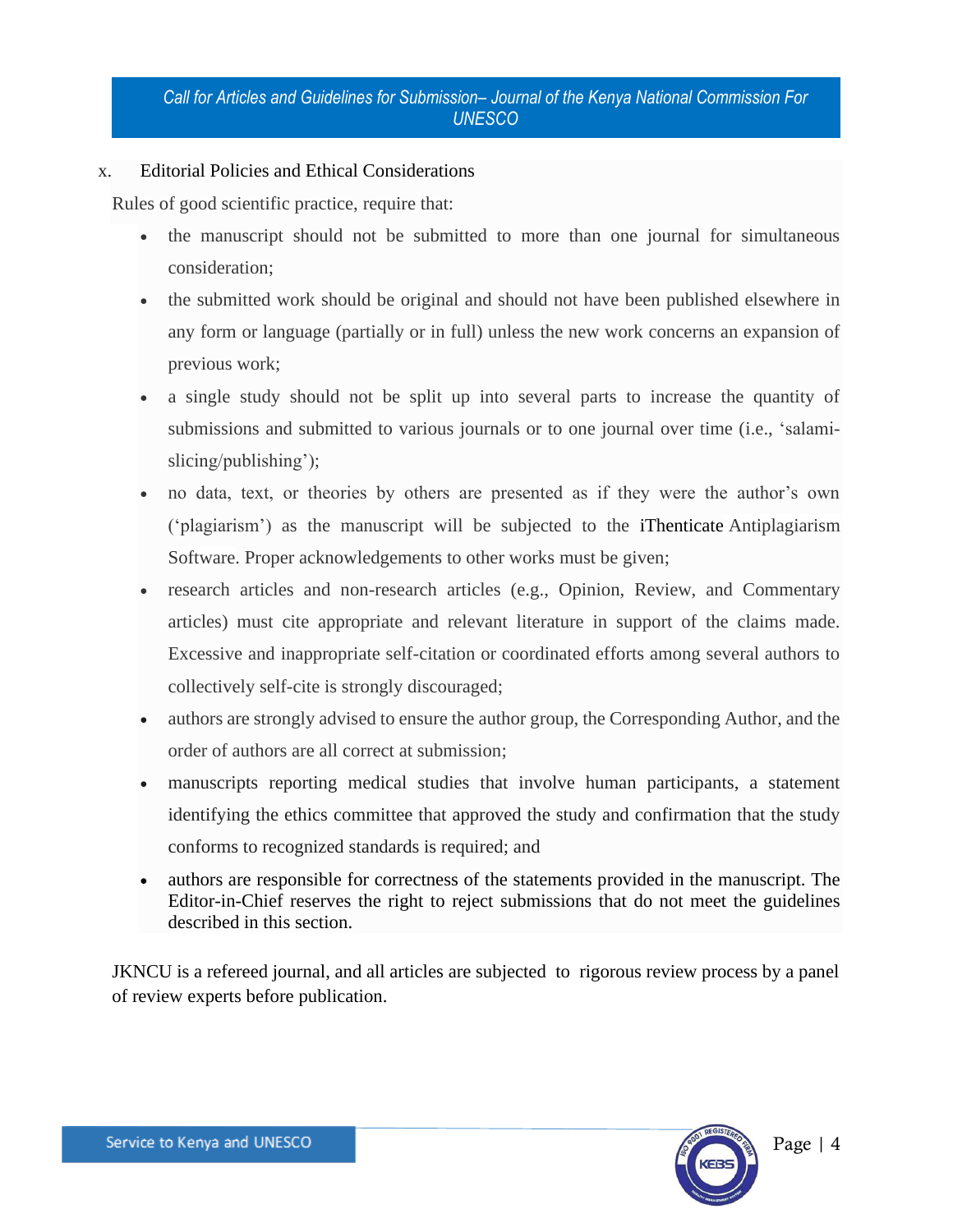x. Editorial Policies and Ethical Considerations

Rules of good scientific practice, require that:

- the manuscript should not be submitted to more than one journal for simultaneous consideration;
- the submitted work should be original and should not have been published elsewhere in any form or language (partially or in full) unless the new work concerns an expansion of previous work;
- a single study should not be split up into several parts to increase the quantity of submissions and submitted to various journals or to one journal over time (i.e., 'salami-slicing/publishing');
- no data, text, or theories by others are presented as if they were the author's own ('plagiarism') as the manuscript will be subjected to the iThenticate Antiplagiarism Software. Proper acknowledgements to other works must be given;
- research articles and non-research articles (e.g., Opinion, Review, and Commentary articles) must cite appropriate and relevant literature in support of the claims made. Excessive and inappropriate self-citation or coordinated efforts among several authors to collectively self-cite is strongly discouraged;
- authors are strongly advised to ensure the author group, the Corresponding Author, and the order of authors are all correct at submission;
- manuscripts reporting medical studies that involve human participants, a statement identifying the ethics committee that approved the study and confirmation that the study conforms to recognized standards is required; and
- authors are responsible for correctness of the statements provided in the manuscript. The Editor-in-Chief reserves the right to reject submissions that do not meet the guidelines described in this section.

JKNCU is a refereed journal, and all articles are subjected to rigorous review process by a panel of review experts before publication.